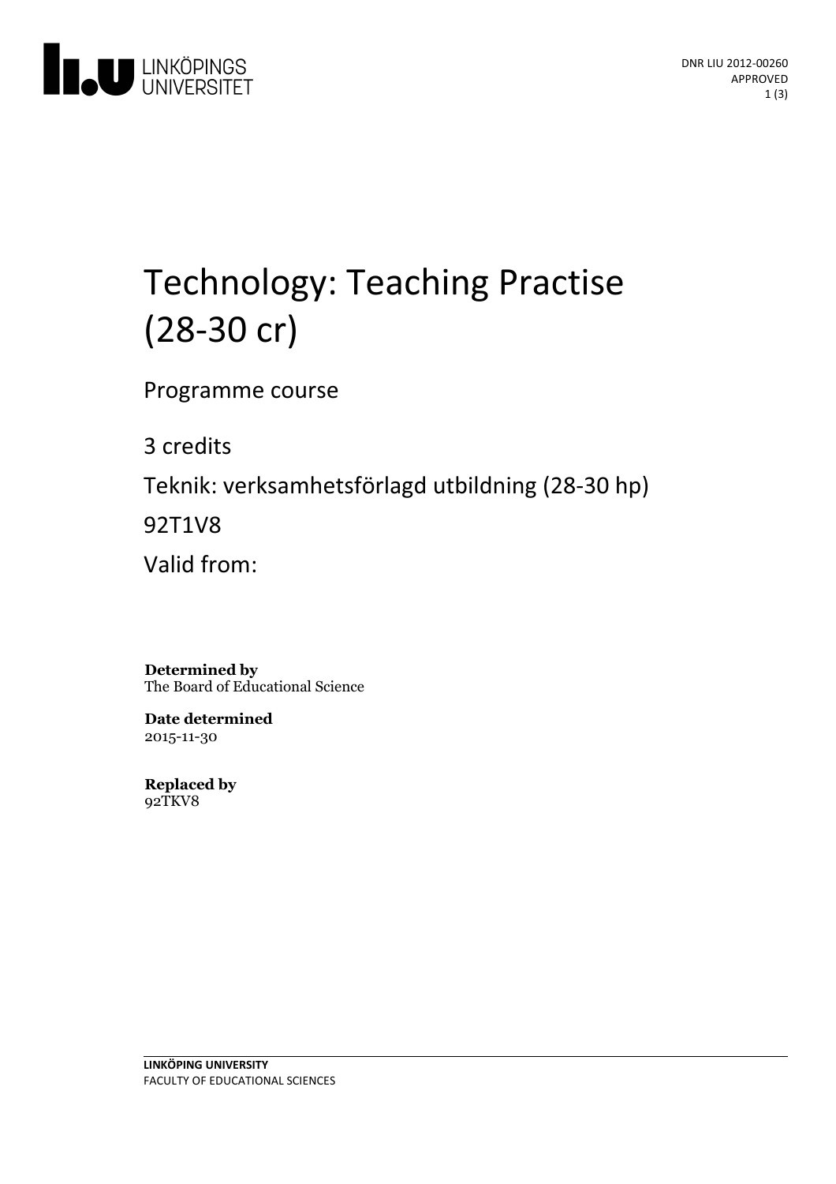DNR LIU 2012-00260
APPROVED

# Technology: Teaching Practise (28-30 cr)

Programme course

3 credits

Teknik: verksamhetsförlagd utbildning (28-30 hp)

92T1V8

Valid from:

**Determined by**
The Board of Educational Science

**Date determined**
2015-11-30

**Replaced by**
92TKV8

**LINKÖPING UNIVERSITY**
FACULTY OF EDUCATIONAL SCIENCES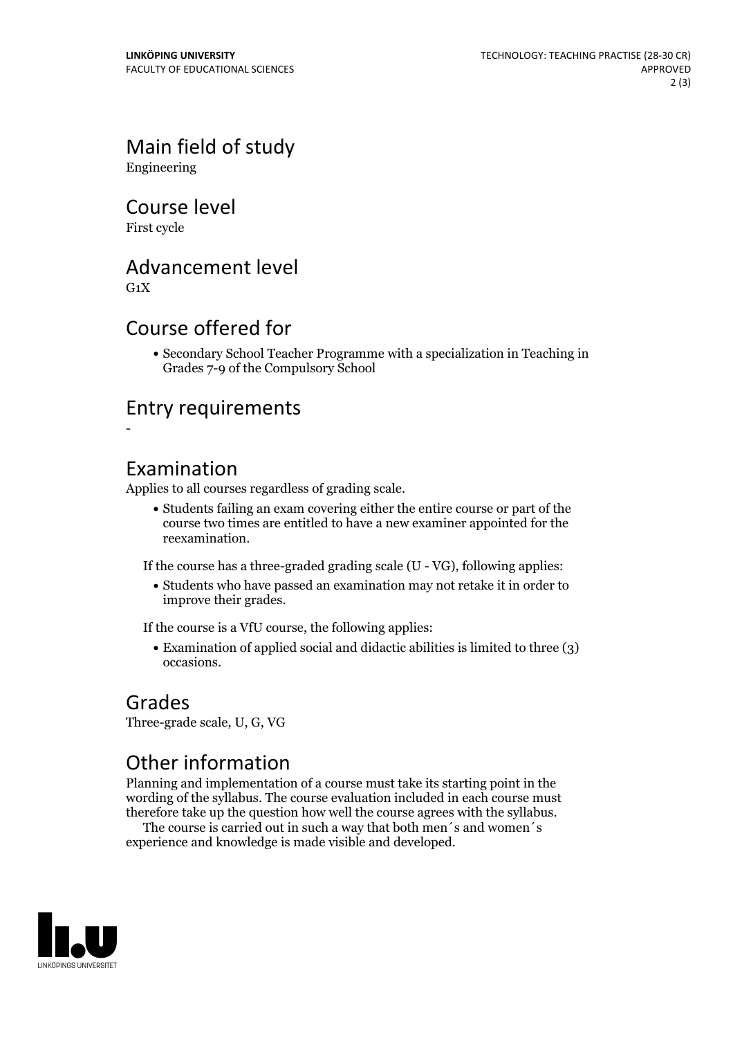## Main field of study

Engineering

## Course level

First cycle

## Advancement level

G1X

## Course offered for

- Secondary School Teacher Programme with a specialization in Teaching in Grades 7-9 of the Compulsory School

## Entry requirements

-

## Examination

Applies to all courses regardless of grading scale.

- Students failing an exam covering either the entire course or part of the course two times are entitled to have a new examiner appointed for the reexamination.

If the course has a three-graded grading scale (U - VG), following applies:

- Students who have passed an examination may not retake it in order to improve their grades.

If the course is a VfU course, the following applies:

- Examination of applied social and didactic abilities is limited to three (3) occasions.

## Grades

Three-grade scale, U, G, VG

## Other information

Planning and implementation of a course must take its starting point in the wording of the syllabus. The course evaluation included in each course must therefore take up the question how well the course agrees with the syllabus.

The course is carried out in such a way that both men´s and women´s experience and knowledge is made visible and developed.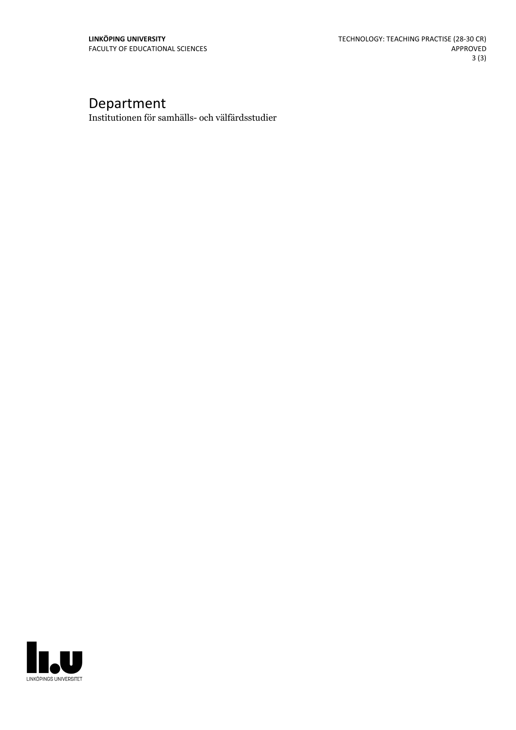# Department

Institutionen för samhälls- och välfärdsstudier